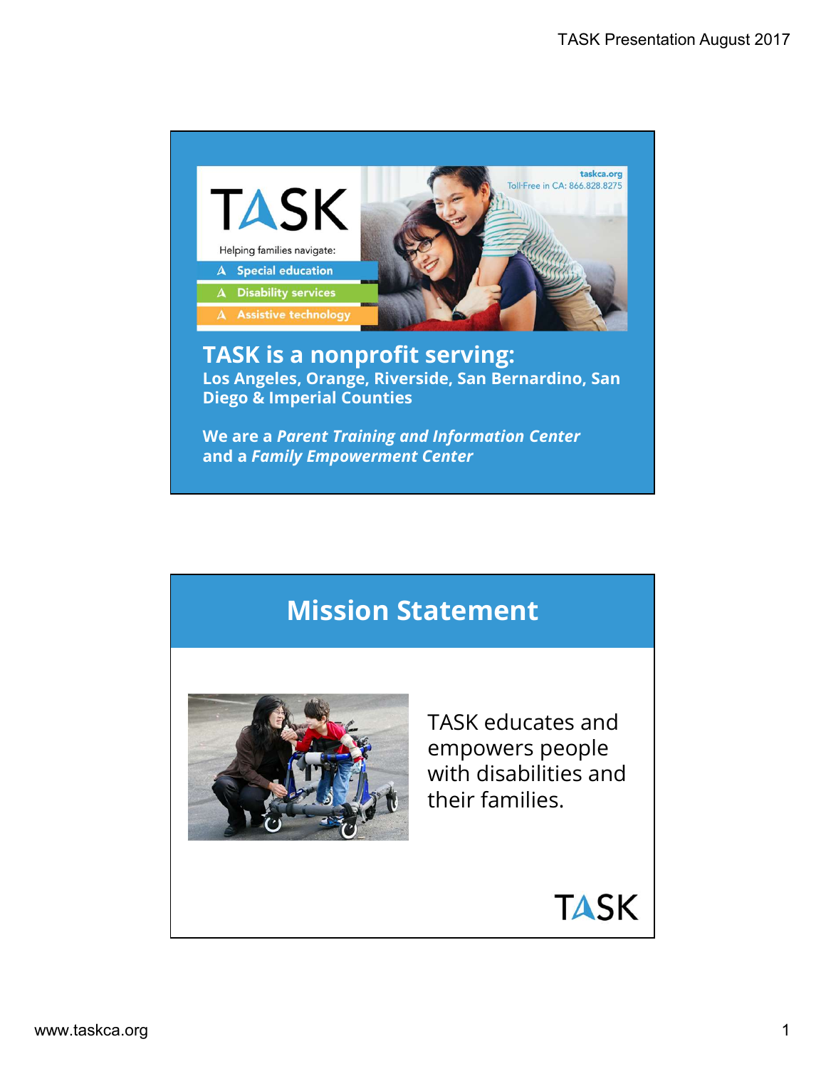# TASK

Helping families navigate:

- Special education
- Disability services
- Assistive technology

taskca.org
Toll-Free in CA: 866.828.8275

**TASK is a nonprofit serving:**
**Los Angeles, Orange, Riverside, San Bernardino, San Diego & Imperial Counties**

**We are a *Parent Training and Information Center* and a *Family Empowerment Center***

## Mission Statement

TASK educates and empowers people with disabilities and their families.

TASK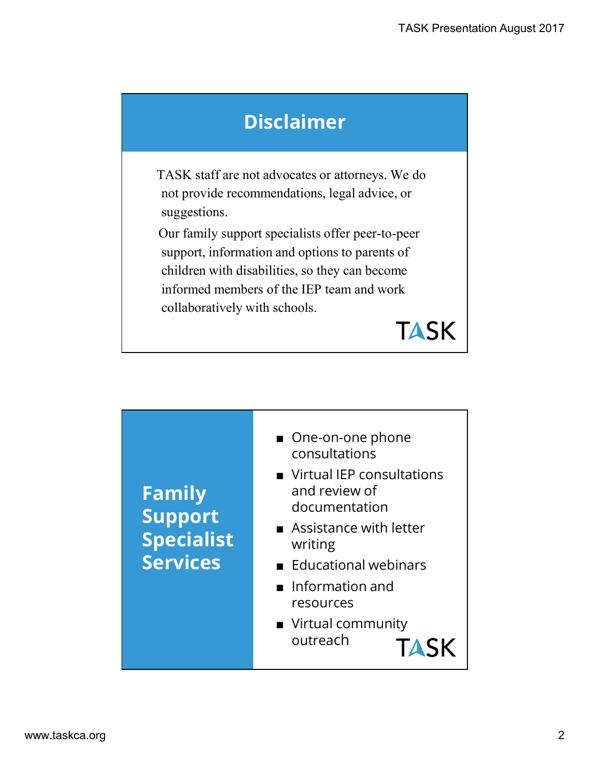## Disclaimer

TASK staff are not advocates or attorneys. We do not provide recommendations, legal advice, or suggestions.

Our family support specialists offer peer-to-peer support, information and options to parents of children with disabilities, so they can become informed members of the IEP team and work collaboratively with schools.

TASK

## Family Support Specialist Services

- One-on-one phone consultations
- Virtual IEP consultations and review of documentation
- Assistance with letter writing
- Educational webinars
- Information and resources
- Virtual community outreach

TASK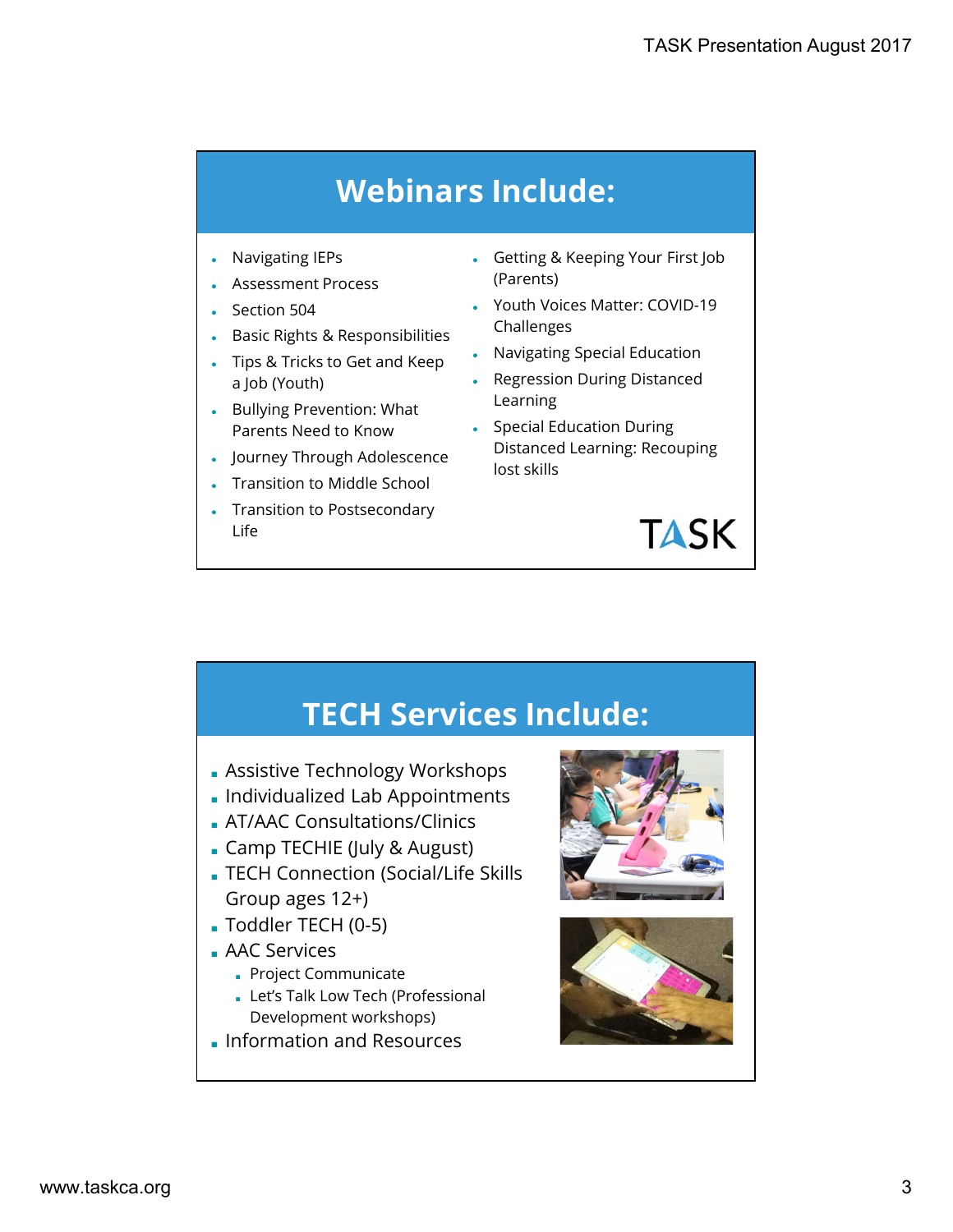## Webinars Include:

- Navigating IEPs
- Assessment Process
- Section 504
- Basic Rights & Responsibilities
- Tips & Tricks to Get and Keep a Job (Youth)
- Bullying Prevention: What Parents Need to Know
- Journey Through Adolescence
- Transition to Middle School
- Transition to Postsecondary Life
- Getting & Keeping Your First Job (Parents)
- Youth Voices Matter: COVID-19 Challenges
- Navigating Special Education
- Regression During Distanced Learning
- Special Education During Distanced Learning: Recouping lost skills

TASK

## TECH Services Include:

- Assistive Technology Workshops
- Individualized Lab Appointments
- AT/AAC Consultations/Clinics
- Camp TECHIE (July & August)
- TECH Connection (Social/Life Skills Group ages 12+)
- Toddler TECH (0-5)
- AAC Services
  - Project Communicate
  - Let's Talk Low Tech (Professional Development workshops)
- Information and Resources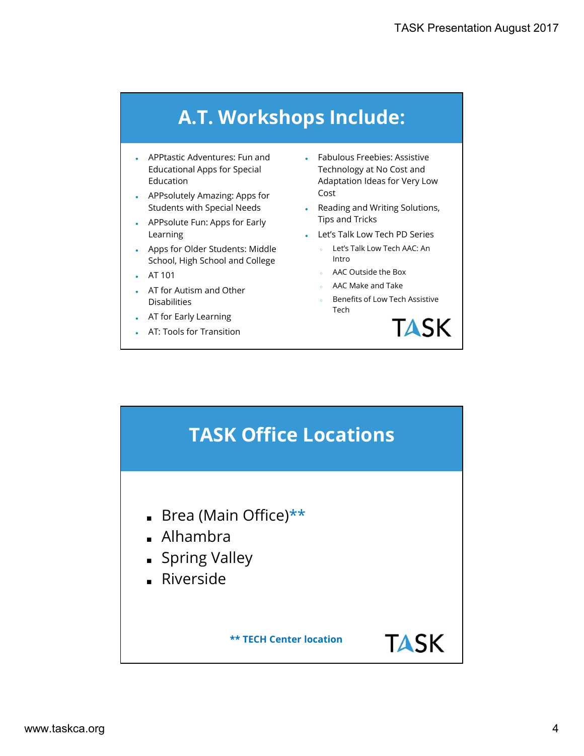## A.T. Workshops Include:

- APPtastic Adventures: Fun and Educational Apps for Special Education
- APPsolutely Amazing: Apps for Students with Special Needs
- APPsolute Fun: Apps for Early Learning
- Apps for Older Students: Middle School, High School and College
- AT 101
- AT for Autism and Other Disabilities
- AT for Early Learning
- AT: Tools for Transition
- Fabulous Freebies: Assistive Technology at No Cost and Adaptation Ideas for Very Low Cost
- Reading and Writing Solutions, Tips and Tricks
- Let's Talk Low Tech PD Series
  - Let's Talk Low Tech AAC: An Intro
  - AAC Outside the Box
  - AAC Make and Take
  - Benefits of Low Tech Assistive Tech

TASK

## TASK Office Locations

- Brea (Main Office)**
- Alhambra
- Spring Valley
- Riverside

**** TECH Center location**

TASK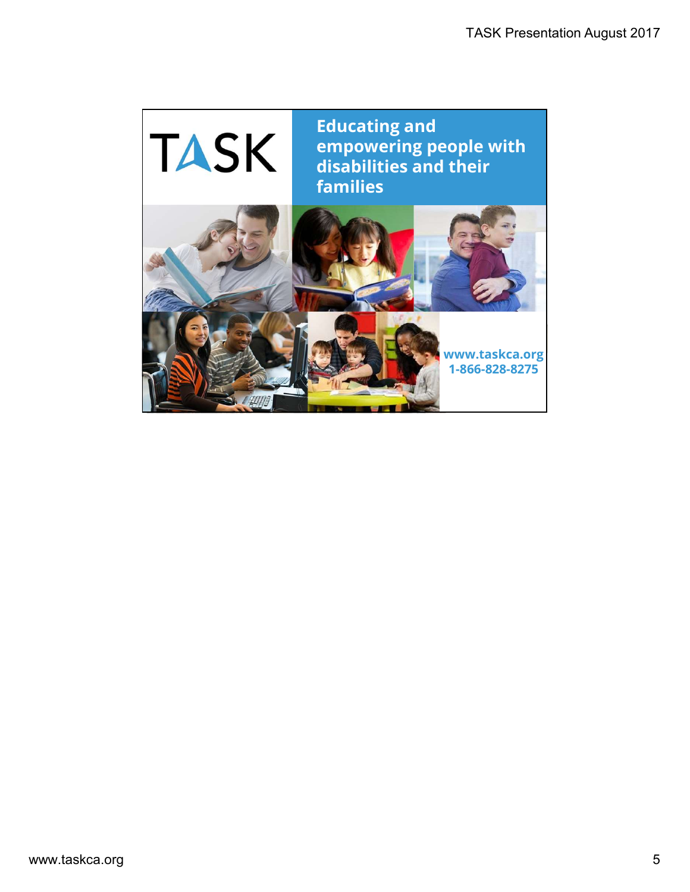TASK

Educating and empowering people with disabilities and their families

www.taskca.org
1-866-828-8275